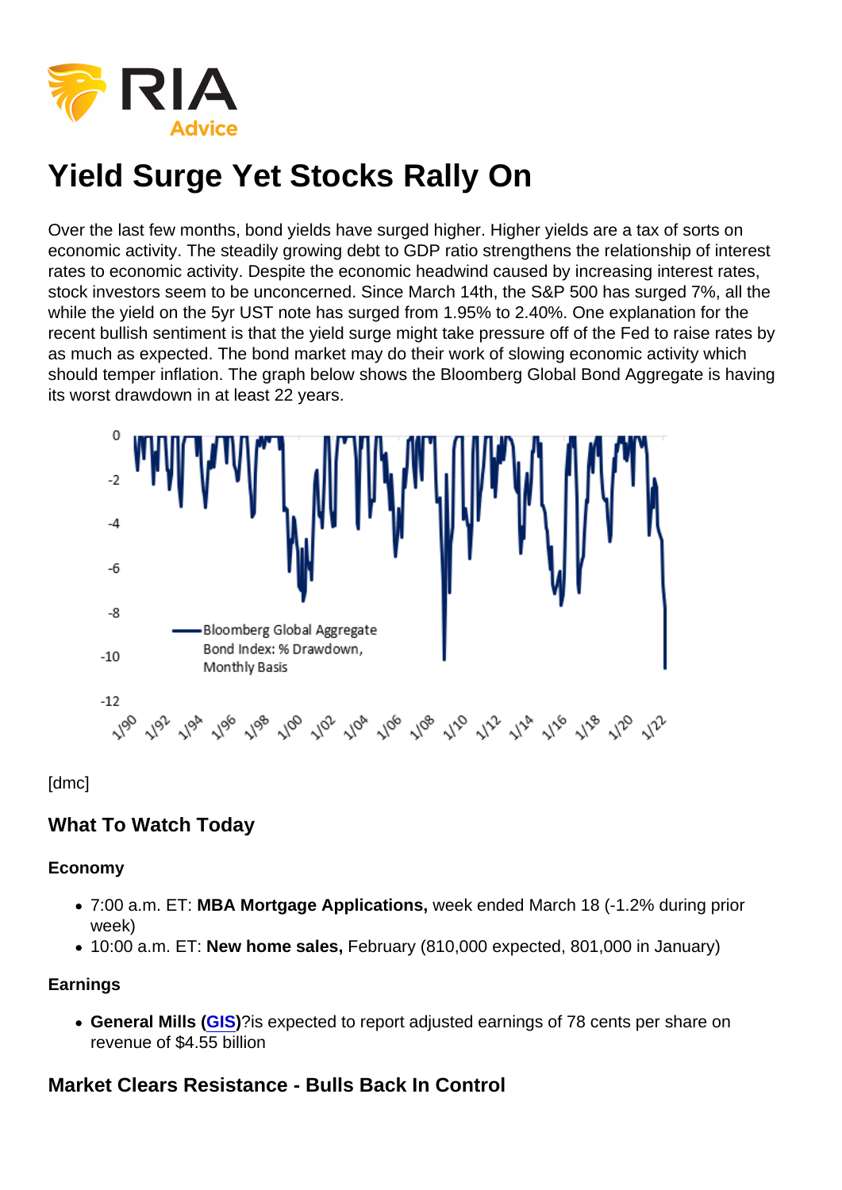# Yield Surge Yet Stocks Rally On

Over the last few months, bond yields have surged higher. Higher yields are a tax of sorts on economic activity. The steadily growing debt to GDP ratio strengthens the relationship of interest rates to economic activity. Despite the economic headwind caused by increasing interest rates, stock investors seem to be unconcerned. Since March 14th, the S&P 500 has surged 7%, all the while the yield on the 5yr UST note has surged from 1.95% to 2.40%. One explanation for the recent bullish sentiment is that the yield surge might take pressure off of the Fed to raise rates by as much as expected. The bond market may do their work of slowing economic activity which should temper inflation. The graph below shows the Bloomberg Global Bond Aggregate is having its worst drawdown in at least 22 years.

[dmc]

## What To Watch Today

### Economy

- 7:00 a.m. ET: **MBA Mortgage Applications,** week ended March 18 (-1.2% during prior week)
- 10:00 a.m. ET: **New home sales,** February (810,000 expected, 801,000 in January)

### Earnings

- **General Mills (GIS)**?is expected to report adjusted earnings of 78 cents per share on revenue of $4.55 billion

## Market Clears Resistance - Bulls Back In Control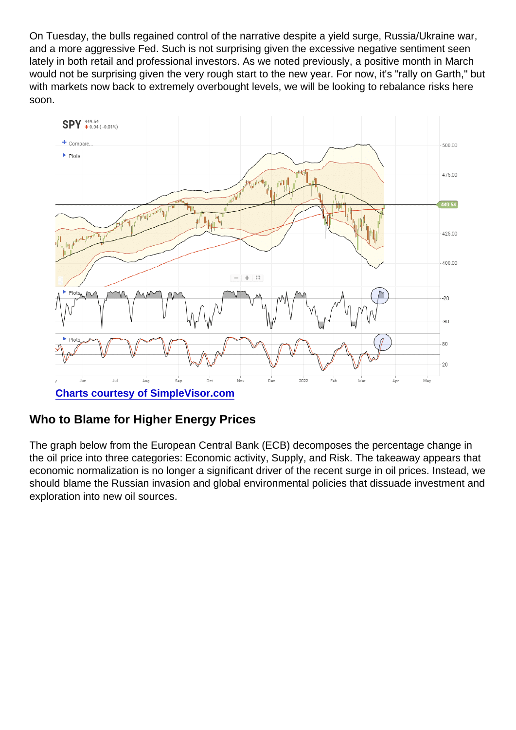On Tuesday, the bulls regained control of the narrative despite a yield surge, Russia/Ukraine war, and a more aggressive Fed. Such is not surprising given the excessive negative sentiment seen lately in both retail and professional investors. As we noted previously, a positive month in March would not be surprising given the very rough start to the new year. For now, it's "rally on Garth," but with markets now back to extremely overbought levels, we will be looking to rebalance risks here soon.

Charts courtesy of SimpleVisor.com

## Who to Blame for Higher Energy Prices

The graph below from the European Central Bank (ECB) decomposes the percentage change in the oil price into three categories: Economic activity, Supply, and Risk. The takeaway appears that economic normalization is no longer a significant driver of the recent surge in oil prices. Instead, we should blame the Russian invasion and global environmental policies that dissuade investment and exploration into new oil sources.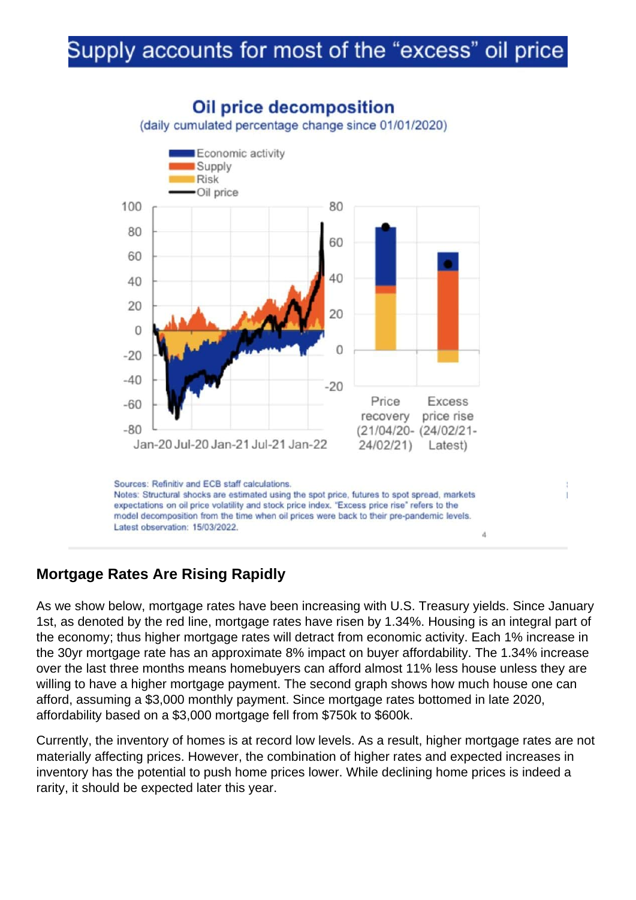## Supply accounts for most of the "excess" oil price

**Oil price decomposition**

(daily cumulated percentage change since 01/01/2020)

Sources: Refinitiv and ECB staff calculations.
Notes: Structural shocks are estimated using the spot price, futures to spot spread, markets expectations on oil price volatility and stock price index. "Excess price rise" refers to the model decomposition from the time when oil prices were back to their pre-pandemic levels.
Latest observation: 15/03/2022.

### Mortgage Rates Are Rising Rapidly

As we show below, mortgage rates have been increasing with U.S. Treasury yields. Since January 1st, as denoted by the red line, mortgage rates have risen by 1.34%. Housing is an integral part of the economy; thus higher mortgage rates will detract from economic activity. Each 1% increase in the 30yr mortgage rate has an approximate 8% impact on buyer affordability. The 1.34% increase over the last three months means homebuyers can afford almost 11% less house unless they are willing to have a higher mortgage payment. The second graph shows how much house one can afford, assuming a $3,000 monthly payment. Since mortgage rates bottomed in late 2020, affordability based on a $3,000 mortgage fell from $750k to $600k.

Currently, the inventory of homes is at record low levels. As a result, higher mortgage rates are not materially affecting prices. However, the combination of higher rates and expected increases in inventory has the potential to push home prices lower. While declining home prices is indeed a rarity, it should be expected later this year.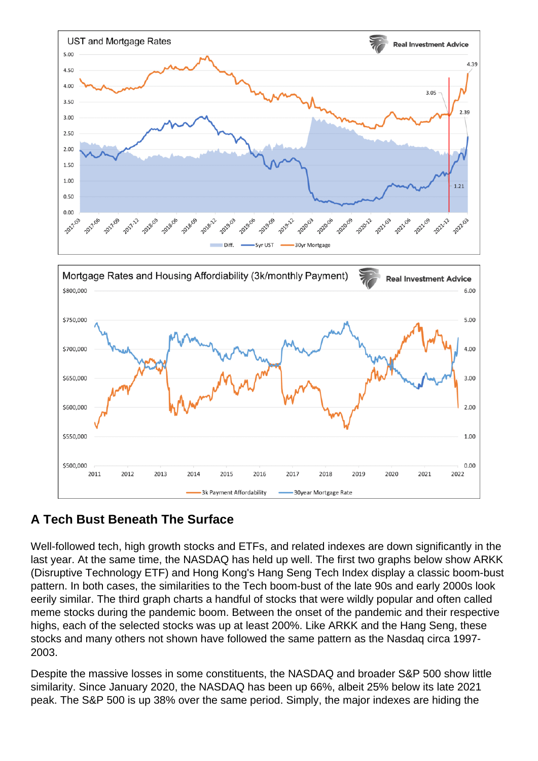## A Tech Bust Beneath The Surface

Well-followed tech, high growth stocks and ETFs, and related indexes are down significantly in the last year. At the same time, the NASDAQ has held up well. The first two graphs below show ARKK (Disruptive Technology ETF) and Hong Kong's Hang Seng Tech Index display a classic boom-bust pattern. In both cases, the similarities to the Tech boom-bust of the late 90s and early 2000s look eerily similar. The third graph charts a handful of stocks that were wildly popular and often called meme stocks during the pandemic boom. Between the onset of the pandemic and their respective highs, each of the selected stocks was up at least 200%. Like ARKK and the Hang Seng, these stocks and many others not shown have followed the same pattern as the Nasdaq circa 1997-2003.

Despite the massive losses in some constituents, the NASDAQ and broader S&P 500 show little similarity. Since January 2020, the NASDAQ has been up 66%, albeit 25% below its late 2021 peak. The S&P 500 is up 38% over the same period. Simply, the major indexes are hiding the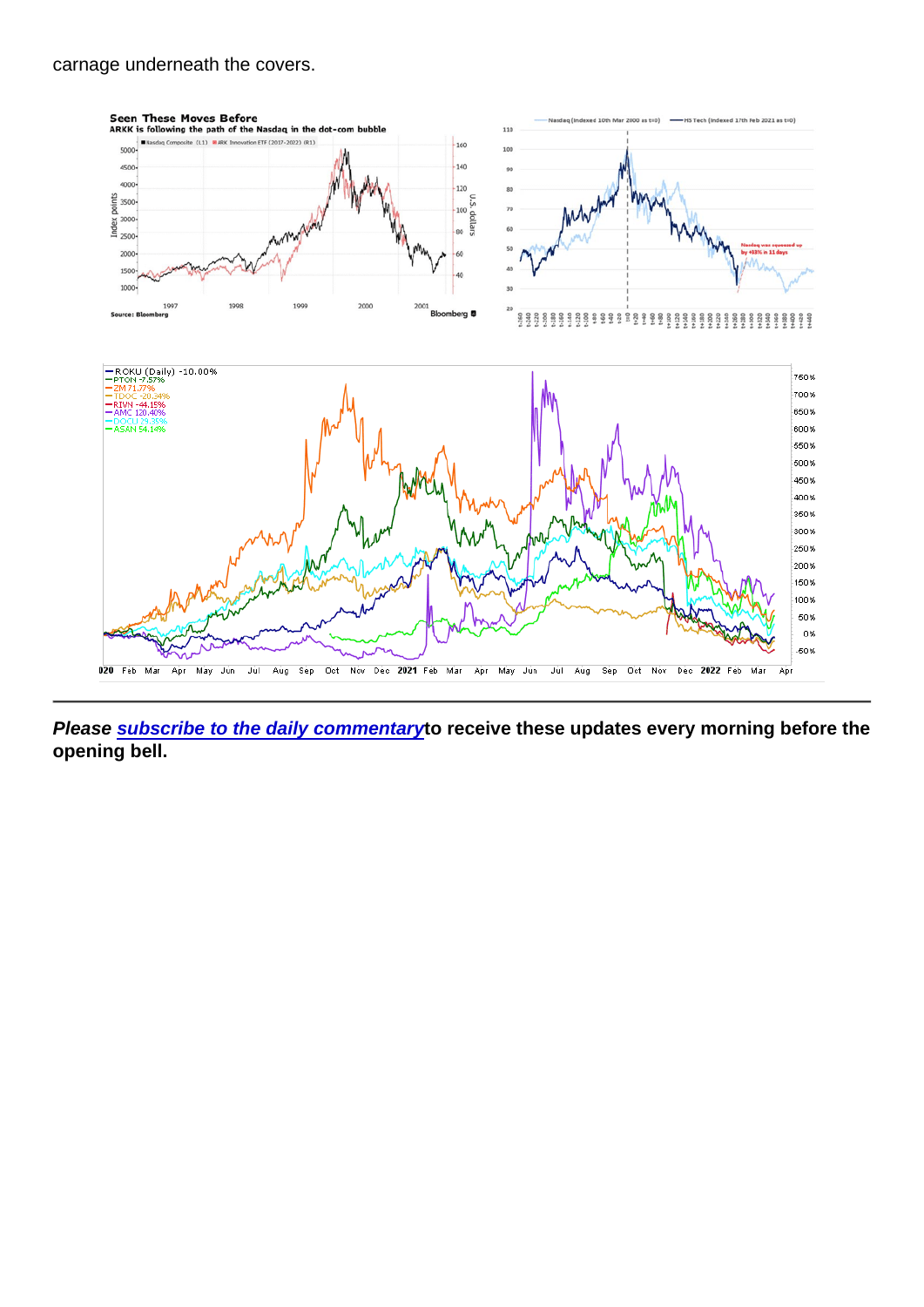carnage underneath the covers.

Seen These Moves Before
ARKK is following the path of the Nasdaq in the dot-com bubble
Nasdaq Composite (L1)
ARK Innovation ETF (2017-2022) (R1)
Index points
U.S. dollars
Source: Bloomberg
Bloomberg

Nasdaq (indexed 10th Mar 2000 as t=0)
HS Tech (indexed 17th Feb 2021 as t=0)
Nasdaq was squeezed up by +33% in 11 days

ROKU (Daily) -10.00%
PTON -7.57%
ZM 71.77%
TDOC -20.34%
RIVN -44.15%
AMC 120.40%
DOCU 29.35%
ASAN 54.14%

---

***Please [subscribe to the daily commentary](#)*to receive these updates every morning before the opening bell.**